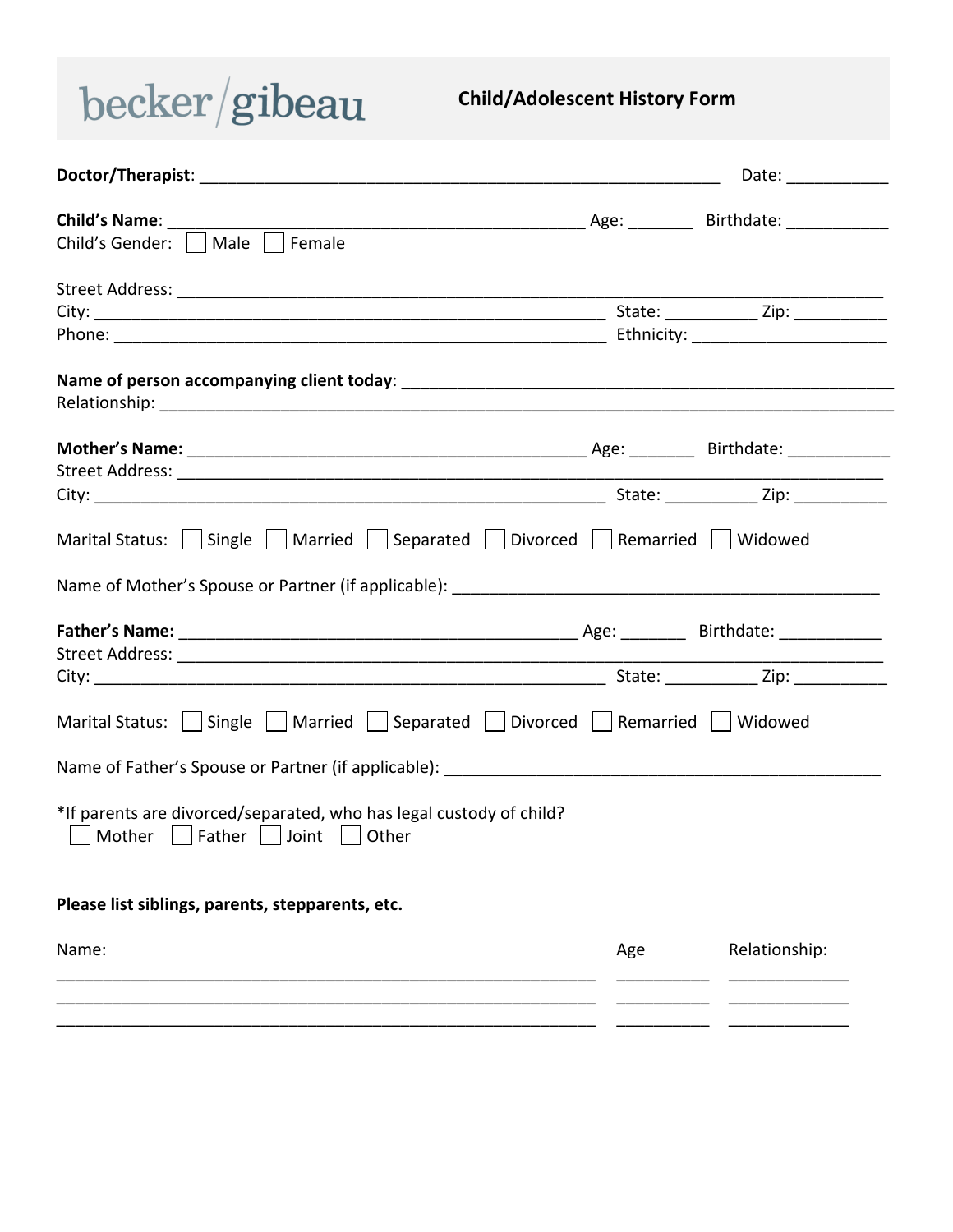becker/gibeau

# Child/Adolescent History Form

**Doctor/Therapist**: ______________________________________________ Date: ___________

**Child's Name**: ____________________________________ Age: _______ Birthdate: ___________

Child's Gender: ☐ Male ☐ Female

Street Address: ______________________________________________________________

City: ____________________________________________ State: __________ Zip: __________

Phone: ___________________________________________ Ethnicity: _____________________

**Name of person accompanying client today**: __________________________________________

Relationship: _________________________________________________________________

**Mother's Name:** ___________________________________ Age: _______ Birthdate: ___________

Street Address: ______________________________________________________________

City: ____________________________________________ State: __________ Zip: __________

Marital Status: ☐ Single ☐ Married ☐ Separated ☐ Divorced ☐ Remarried ☐ Widowed

Name of Mother's Spouse or Partner (if applicable): ___________________________________

**Father's Name:** ___________________________________ Age: _______ Birthdate: ___________

Street Address: ______________________________________________________________

City: ____________________________________________ State: __________ Zip: __________

Marital Status: ☐ Single ☐ Married ☐ Separated ☐ Divorced ☐ Remarried ☐ Widowed

Name of Father's Spouse or Partner (if applicable): ____________________________________

*If parents are divorced/separated, who has legal custody of child?

☐ Mother ☐ Father ☐ Joint ☐ Other

**Please list siblings, parents, stepparents, etc.**

| Name: | Age | Relationship: |
| --- | --- | --- |
| | | |
| | | |
| | | |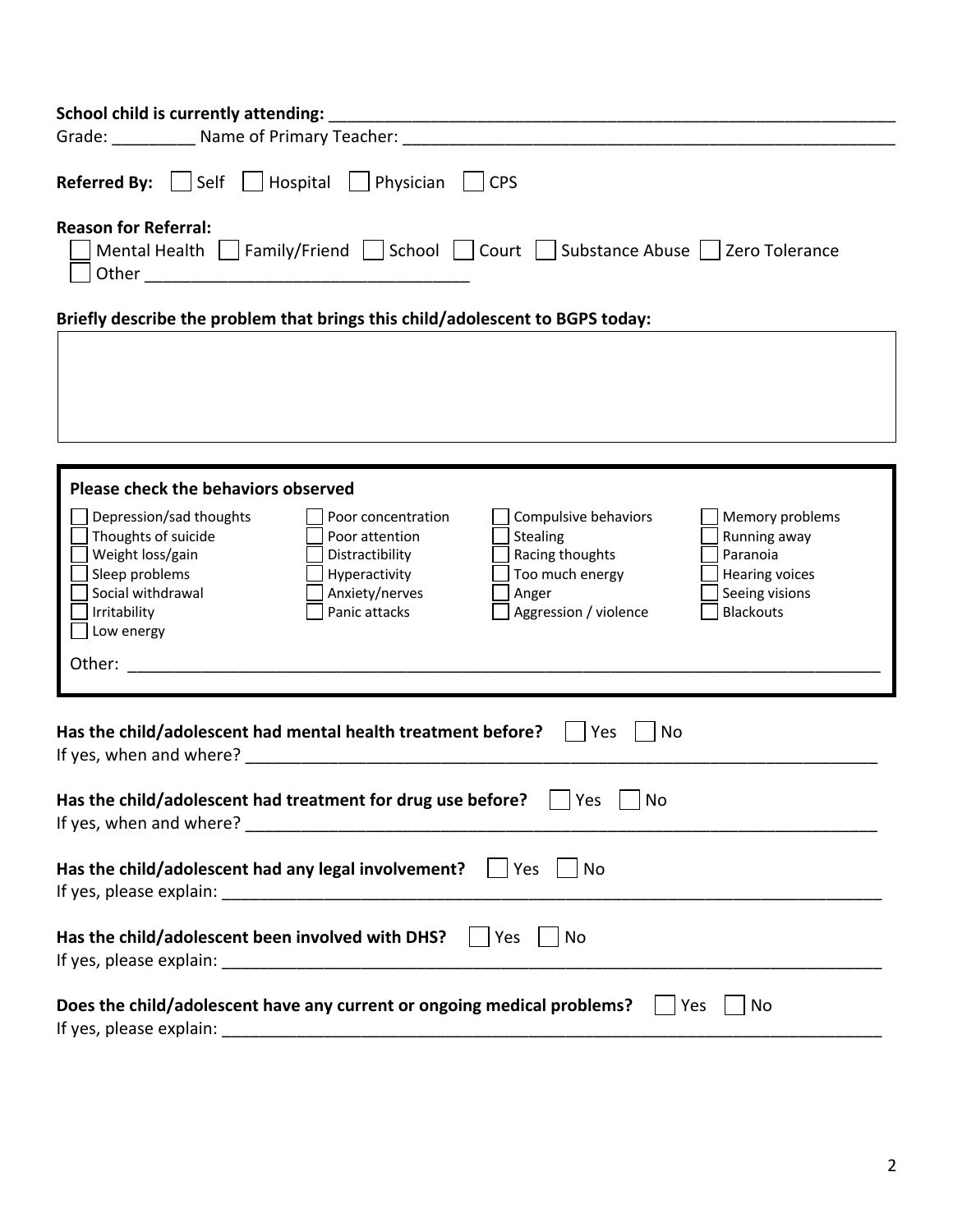**School child is currently attending:** ____________________________________________________________

Grade: _________ Name of Primary Teacher: ____________________________________________________

**Referred By:** ☐ Self ☐ Hospital ☐ Physician ☐ CPS

**Reason for Referral:**

☐ Mental Health ☐ Family/Friend ☐ School ☐ Court ☐ Substance Abuse ☐ Zero Tolerance

☐ Other ___________________________________

**Briefly describe the problem that brings this child/adolescent to BGPS today:**

|   |
|---|
|   |

**Please check the behaviors observed**

| | | | |
|---|---|---|---|
| ☐ Depression/sad thoughts | ☐ Poor concentration | ☐ Compulsive behaviors | ☐ Memory problems |
| ☐ Thoughts of suicide | ☐ Poor attention | ☐ Stealing | ☐ Running away |
| ☐ Weight loss/gain | ☐ Distractibility | ☐ Racing thoughts | ☐ Paranoia |
| ☐ Sleep problems | ☐ Hyperactivity | ☐ Too much energy | ☐ Hearing voices |
| ☐ Social withdrawal | ☐ Anxiety/nerves | ☐ Anger | ☐ Seeing visions |
| ☐ Irritability | ☐ Panic attacks | ☐ Aggression / violence | ☐ Blackouts |
| ☐ Low energy | | | |

Other: ____________________________________________________________________________________

**Has the child/adolescent had mental health treatment before?** ☐ Yes ☐ No

If yes, when and where? _______________________________________________________________________

**Has the child/adolescent had treatment for drug use before?** ☐ Yes ☐ No

If yes, when and where? _______________________________________________________________________

**Has the child/adolescent had any legal involvement?** ☐ Yes ☐ No

If yes, please explain: _________________________________________________________________________

**Has the child/adolescent been involved with DHS?** ☐ Yes ☐ No

If yes, please explain: _________________________________________________________________________

**Does the child/adolescent have any current or ongoing medical problems?** ☐ Yes ☐ No

If yes, please explain: _________________________________________________________________________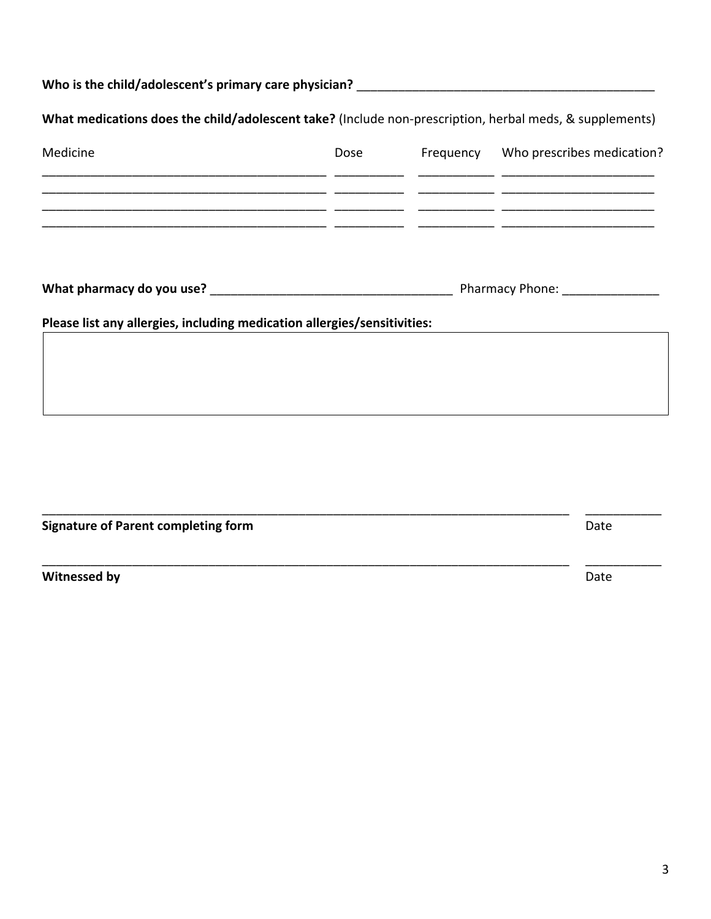**Who is the child/adolescent's primary care physician?** ____________________________________________

**What medications does the child/adolescent take?** (Include non-prescription, herbal meds, & supplements)

| Medicine | Dose | Frequency | Who prescribes medication? |
|---|---|---|---|
| | | | |
| | | | |
| | | | |
| | | | |

**What pharmacy do you use?** ___________________________________ Pharmacy Phone: ______________

**Please list any allergies, including medication allergies/sensitivities:**

| |
|---|
| |

_____________________________________________________________________________ ___________

**Signature of Parent completing form** Date

_____________________________________________________________________________ ___________

**Witnessed by** Date